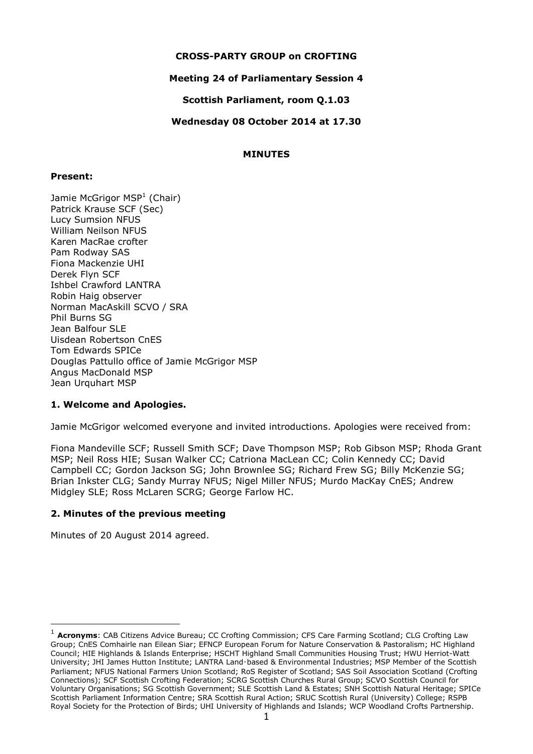**CROSS-PARTY GROUP on CROFTING**

**Meeting 24 of Parliamentary Session 4**

**Scottish Parliament, room Q.1.03**

**Wednesday 08 October 2014 at 17.30**

**MINUTES**

**Present:**

Jamie McGrigor MSP[1] (Chair)
Patrick Krause SCF (Sec)
Lucy Sumsion NFUS
William Neilson NFUS
Karen MacRae crofter
Pam Rodway SAS
Fiona Mackenzie UHI
Derek Flyn SCF
Ishbel Crawford LANTRA
Robin Haig observer
Norman MacAskill SCVO / SRA
Phil Burns SG
Jean Balfour SLE
Uisdean Robertson CnES
Tom Edwards SPICe
Douglas Pattullo office of Jamie McGrigor MSP
Angus MacDonald MSP
Jean Urquhart MSP

## 1. Welcome and Apologies.

Jamie McGrigor welcomed everyone and invited introductions. Apologies were received from:

Fiona Mandeville SCF; Russell Smith SCF; Dave Thompson MSP; Rob Gibson MSP; Rhoda Grant MSP; Neil Ross HIE; Susan Walker CC; Catriona MacLean CC; Colin Kennedy CC; David Campbell CC; Gordon Jackson SG; John Brownlee SG; Richard Frew SG; Billy McKenzie SG; Brian Inkster CLG; Sandy Murray NFUS; Nigel Miller NFUS; Murdo MacKay CnES; Andrew Midgley SLE; Ross McLaren SCRG; George Farlow HC.

## 2. Minutes of the previous meeting

Minutes of 20 August 2014 agreed.

---

[1] **Acronyms**: CAB Citizens Advice Bureau; CC Crofting Commission; CFS Care Farming Scotland; CLG Crofting Law Group; CnES Comhairle nan Eilean Siar; EFNCP European Forum for Nature Conservation & Pastoralism; HC Highland Council; HIE Highlands & Islands Enterprise; HSCHT Highland Small Communities Housing Trust; HWU Herriot-Watt University; JHI James Hutton Institute; LANTRA Land-based & Environmental Industries; MSP Member of the Scottish Parliament; NFUS National Farmers Union Scotland; RoS Register of Scotland; SAS Soil Association Scotland (Crofting Connections); SCF Scottish Crofting Federation; SCRG Scottish Churches Rural Group; SCVO Scottish Council for Voluntary Organisations; SG Scottish Government; SLE Scottish Land & Estates; SNH Scottish Natural Heritage; SPICe Scottish Parliament Information Centre; SRA Scottish Rural Action; SRUC Scottish Rural (University) College; RSPB Royal Society for the Protection of Birds; UHI University of Highlands and Islands; WCP Woodland Crofts Partnership.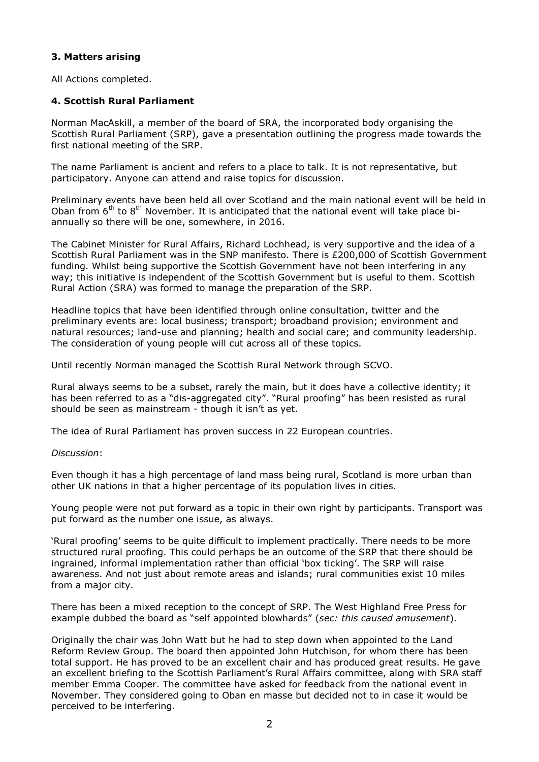### 3. Matters arising

All Actions completed.

### 4. Scottish Rural Parliament

Norman MacAskill, a member of the board of SRA, the incorporated body organising the Scottish Rural Parliament (SRP), gave a presentation outlining the progress made towards the first national meeting of the SRP.

The name Parliament is ancient and refers to a place to talk. It is not representative, but participatory. Anyone can attend and raise topics for discussion.

Preliminary events have been held all over Scotland and the main national event will be held in Oban from 6th to 8th November. It is anticipated that the national event will take place bi-annually so there will be one, somewhere, in 2016.

The Cabinet Minister for Rural Affairs, Richard Lochhead, is very supportive and the idea of a Scottish Rural Parliament was in the SNP manifesto. There is £200,000 of Scottish Government funding. Whilst being supportive the Scottish Government have not been interfering in any way; this initiative is independent of the Scottish Government but is useful to them. Scottish Rural Action (SRA) was formed to manage the preparation of the SRP.

Headline topics that have been identified through online consultation, twitter and the preliminary events are: local business; transport; broadband provision; environment and natural resources; land-use and planning; health and social care; and community leadership. The consideration of young people will cut across all of these topics.

Until recently Norman managed the Scottish Rural Network through SCVO.

Rural always seems to be a subset, rarely the main, but it does have a collective identity; it has been referred to as a "dis-aggregated city". "Rural proofing" has been resisted as rural should be seen as mainstream - though it isn't as yet.

The idea of Rural Parliament has proven success in 22 European countries.

*Discussion*:

Even though it has a high percentage of land mass being rural, Scotland is more urban than other UK nations in that a higher percentage of its population lives in cities.

Young people were not put forward as a topic in their own right by participants. Transport was put forward as the number one issue, as always.

'Rural proofing' seems to be quite difficult to implement practically. There needs to be more structured rural proofing. This could perhaps be an outcome of the SRP that there should be ingrained, informal implementation rather than official 'box ticking'. The SRP will raise awareness. And not just about remote areas and islands; rural communities exist 10 miles from a major city.

There has been a mixed reception to the concept of SRP. The West Highland Free Press for example dubbed the board as "self appointed blowhards" (*sec: this caused amusement*).

Originally the chair was John Watt but he had to step down when appointed to the Land Reform Review Group. The board then appointed John Hutchison, for whom there has been total support. He has proved to be an excellent chair and has produced great results. He gave an excellent briefing to the Scottish Parliament's Rural Affairs committee, along with SRA staff member Emma Cooper. The committee have asked for feedback from the national event in November. They considered going to Oban en masse but decided not to in case it would be perceived to be interfering.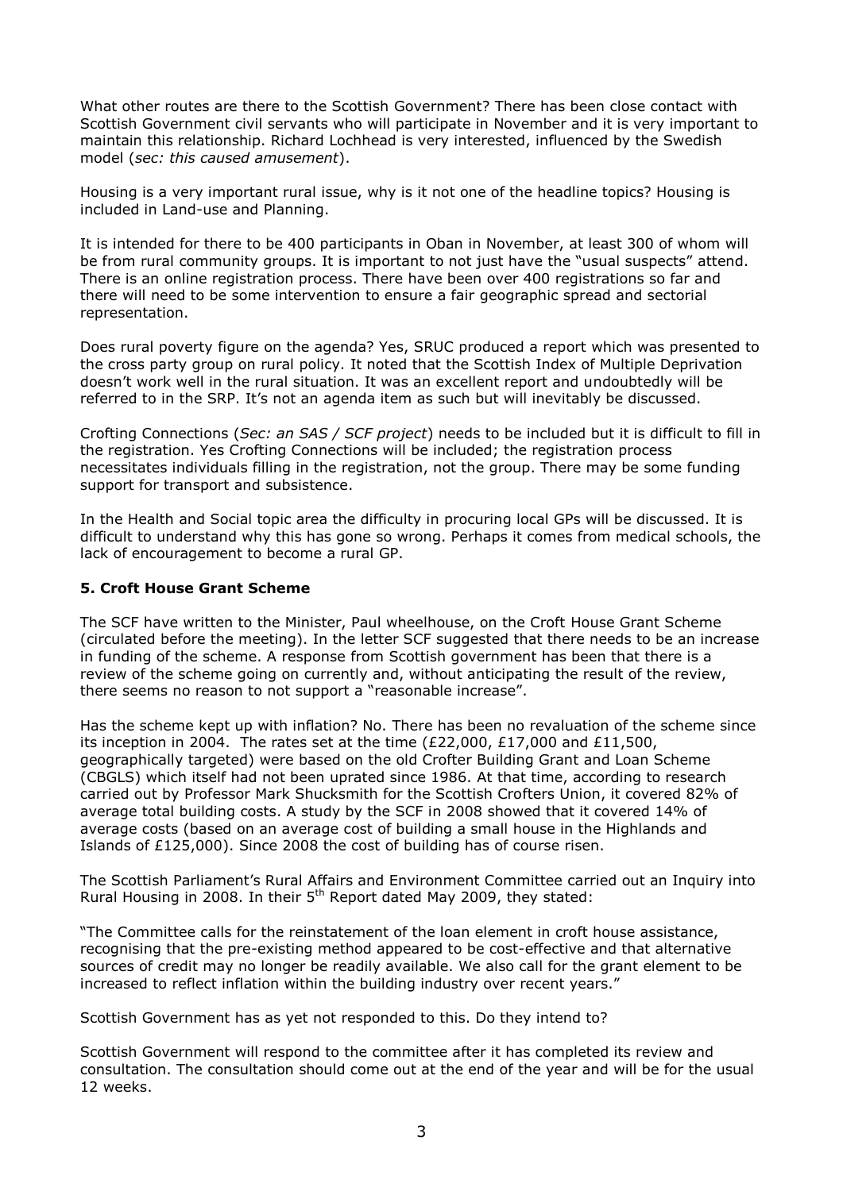What other routes are there to the Scottish Government? There has been close contact with Scottish Government civil servants who will participate in November and it is very important to maintain this relationship. Richard Lochhead is very interested, influenced by the Swedish model (*sec: this caused amusement*).

Housing is a very important rural issue, why is it not one of the headline topics? Housing is included in Land-use and Planning.

It is intended for there to be 400 participants in Oban in November, at least 300 of whom will be from rural community groups. It is important to not just have the "usual suspects" attend. There is an online registration process. There have been over 400 registrations so far and there will need to be some intervention to ensure a fair geographic spread and sectorial representation.

Does rural poverty figure on the agenda? Yes, SRUC produced a report which was presented to the cross party group on rural policy. It noted that the Scottish Index of Multiple Deprivation doesn't work well in the rural situation. It was an excellent report and undoubtedly will be referred to in the SRP. It's not an agenda item as such but will inevitably be discussed.

Crofting Connections (*Sec: an SAS / SCF project*) needs to be included but it is difficult to fill in the registration. Yes Crofting Connections will be included; the registration process necessitates individuals filling in the registration, not the group. There may be some funding support for transport and subsistence.

In the Health and Social topic area the difficulty in procuring local GPs will be discussed. It is difficult to understand why this has gone so wrong. Perhaps it comes from medical schools, the lack of encouragement to become a rural GP.

### 5. Croft House Grant Scheme

The SCF have written to the Minister, Paul wheelhouse, on the Croft House Grant Scheme (circulated before the meeting). In the letter SCF suggested that there needs to be an increase in funding of the scheme. A response from Scottish government has been that there is a review of the scheme going on currently and, without anticipating the result of the review, there seems no reason to not support a "reasonable increase".

Has the scheme kept up with inflation? No. There has been no revaluation of the scheme since its inception in 2004. The rates set at the time (£22,000, £17,000 and £11,500, geographically targeted) were based on the old Crofter Building Grant and Loan Scheme (CBGLS) which itself had not been uprated since 1986. At that time, according to research carried out by Professor Mark Shucksmith for the Scottish Crofters Union, it covered 82% of average total building costs. A study by the SCF in 2008 showed that it covered 14% of average costs (based on an average cost of building a small house in the Highlands and Islands of £125,000). Since 2008 the cost of building has of course risen.

The Scottish Parliament's Rural Affairs and Environment Committee carried out an Inquiry into Rural Housing in 2008. In their 5th Report dated May 2009, they stated:

"The Committee calls for the reinstatement of the loan element in croft house assistance, recognising that the pre-existing method appeared to be cost-effective and that alternative sources of credit may no longer be readily available. We also call for the grant element to be increased to reflect inflation within the building industry over recent years."

Scottish Government has as yet not responded to this. Do they intend to?

Scottish Government will respond to the committee after it has completed its review and consultation. The consultation should come out at the end of the year and will be for the usual 12 weeks.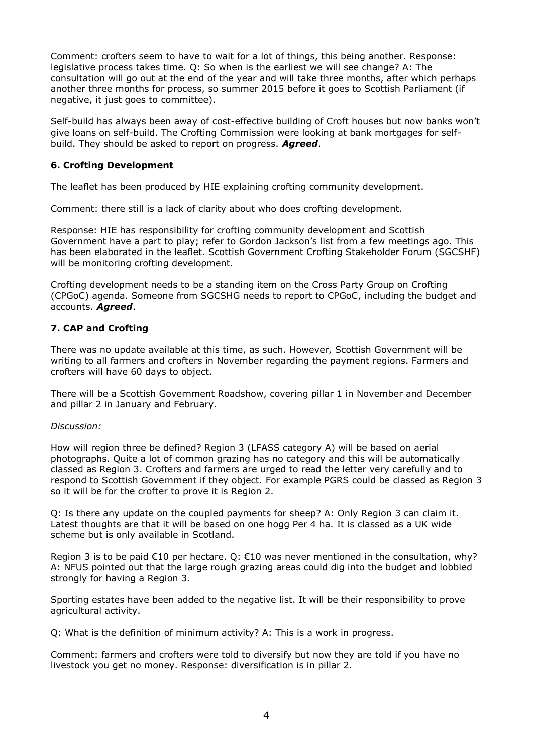Comment: crofters seem to have to wait for a lot of things, this being another. Response: legislative process takes time. Q: So when is the earliest we will see change? A: The consultation will go out at the end of the year and will take three months, after which perhaps another three months for process, so summer 2015 before it goes to Scottish Parliament (if negative, it just goes to committee).

Self-build has always been away of cost-effective building of Croft houses but now banks won't give loans on self-build. The Crofting Commission were looking at bank mortgages for self-build. They should be asked to report on progress. ***Agreed***.

### 6. Crofting Development

The leaflet has been produced by HIE explaining crofting community development.

Comment: there still is a lack of clarity about who does crofting development.

Response: HIE has responsibility for crofting community development and Scottish Government have a part to play; refer to Gordon Jackson's list from a few meetings ago. This has been elaborated in the leaflet. Scottish Government Crofting Stakeholder Forum (SGCSHF) will be monitoring crofting development.

Crofting development needs to be a standing item on the Cross Party Group on Crofting (CPGoC) agenda. Someone from SGCSHG needs to report to CPGoC, including the budget and accounts. ***Agreed***.

### 7. CAP and Crofting

There was no update available at this time, as such. However, Scottish Government will be writing to all farmers and crofters in November regarding the payment regions. Farmers and crofters will have 60 days to object.

There will be a Scottish Government Roadshow, covering pillar 1 in November and December and pillar 2 in January and February.

*Discussion:*

How will region three be defined? Region 3 (LFASS category A) will be based on aerial photographs. Quite a lot of common grazing has no category and this will be automatically classed as Region 3. Crofters and farmers are urged to read the letter very carefully and to respond to Scottish Government if they object. For example PGRS could be classed as Region 3 so it will be for the crofter to prove it is Region 2.

Q: Is there any update on the coupled payments for sheep? A: Only Region 3 can claim it. Latest thoughts are that it will be based on one hogg Per 4 ha. It is classed as a UK wide scheme but is only available in Scotland.

Region 3 is to be paid €10 per hectare. Q: €10 was never mentioned in the consultation, why? A: NFUS pointed out that the large rough grazing areas could dig into the budget and lobbied strongly for having a Region 3.

Sporting estates have been added to the negative list. It will be their responsibility to prove agricultural activity.

Q: What is the definition of minimum activity? A: This is a work in progress.

Comment: farmers and crofters were told to diversify but now they are told if you have no livestock you get no money. Response: diversification is in pillar 2.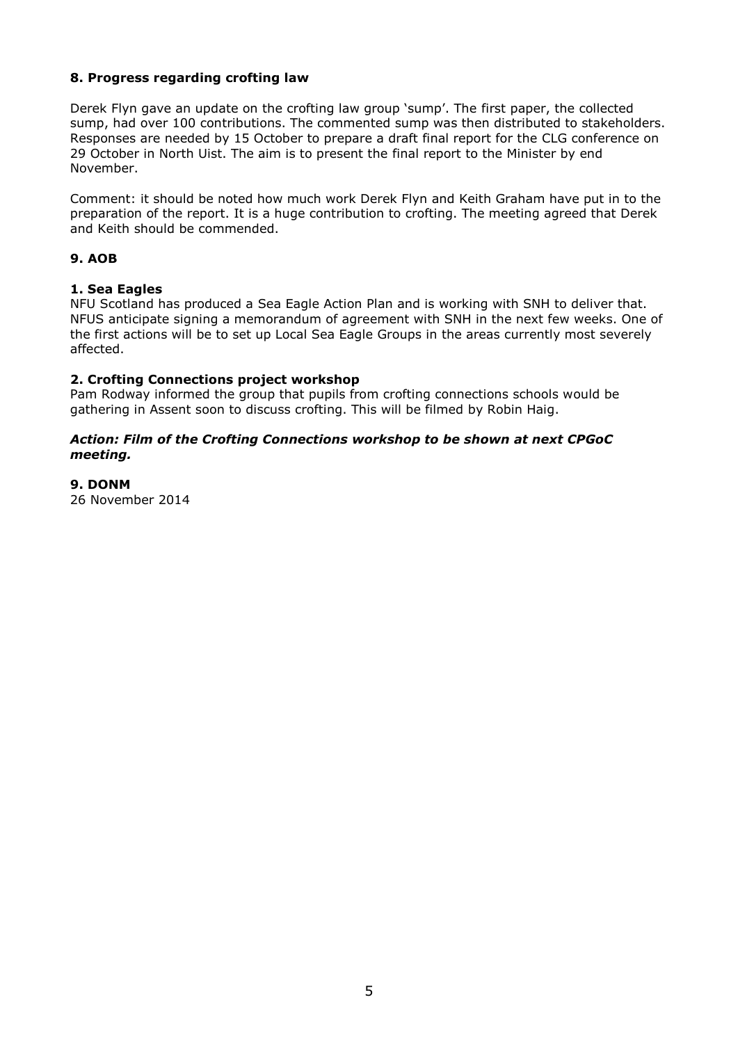### 8. Progress regarding crofting law

Derek Flyn gave an update on the crofting law group 'sump'. The first paper, the collected sump, had over 100 contributions. The commented sump was then distributed to stakeholders. Responses are needed by 15 October to prepare a draft final report for the CLG conference on 29 October in North Uist. The aim is to present the final report to the Minister by end November.

Comment: it should be noted how much work Derek Flyn and Keith Graham have put in to the preparation of the report. It is a huge contribution to crofting. The meeting agreed that Derek and Keith should be commended.

### 9. AOB

#### 1. Sea Eagles

NFU Scotland has produced a Sea Eagle Action Plan and is working with SNH to deliver that. NFUS anticipate signing a memorandum of agreement with SNH in the next few weeks. One of the first actions will be to set up Local Sea Eagle Groups in the areas currently most severely affected.

#### 2. Crofting Connections project workshop

Pam Rodway informed the group that pupils from crofting connections schools would be gathering in Assent soon to discuss crofting. This will be filmed by Robin Haig.

***Action: Film of the Crofting Connections workshop to be shown at next CPGoC meeting.***

### 9. DONM

26 November 2014